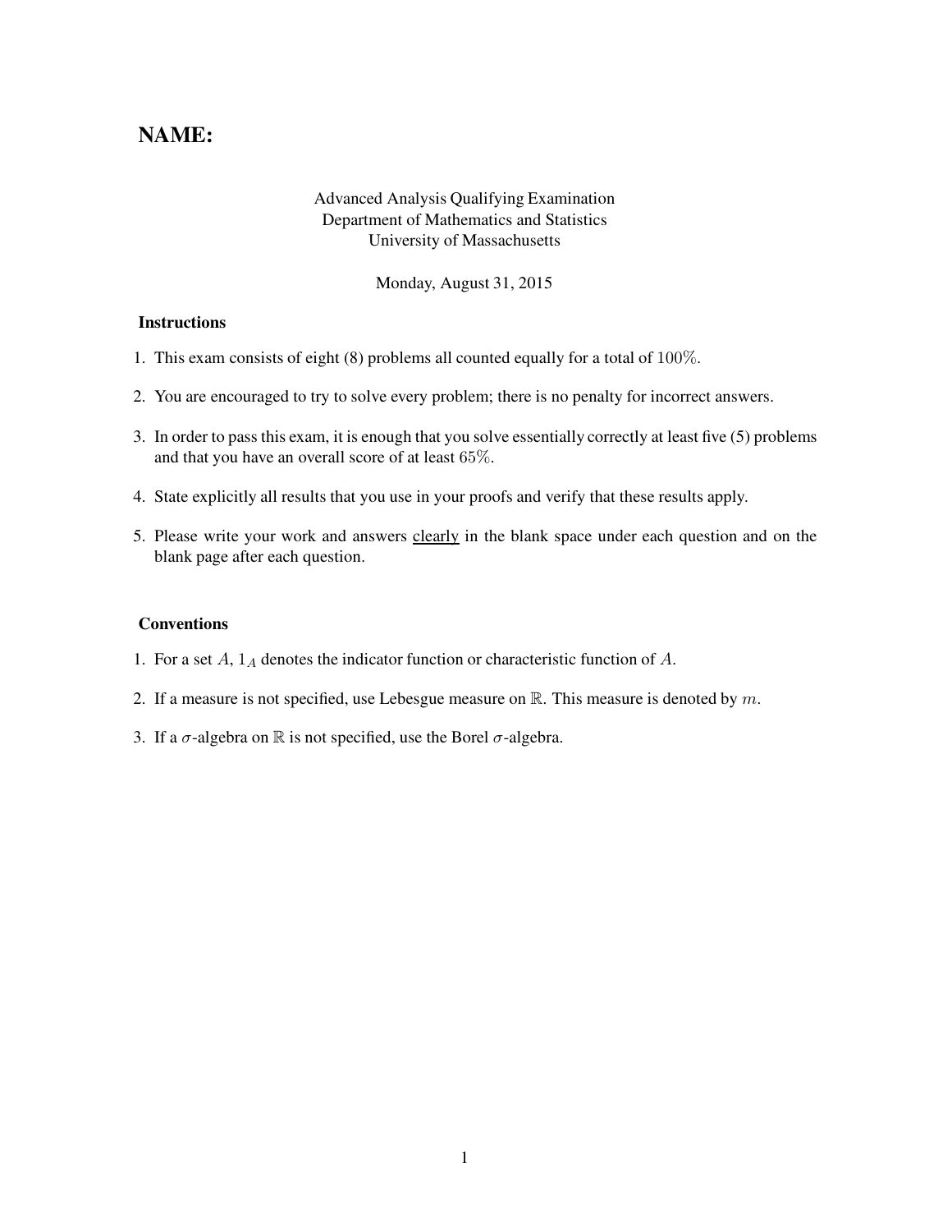**NAME:**

Advanced Analysis Qualifying Examination
Department of Mathematics and Statistics
University of Massachusetts

Monday, August 31, 2015

### Instructions

1. This exam consists of eight (8) problems all counted equally for a total of $100\%$.
2. You are encouraged to try to solve every problem; there is no penalty for incorrect answers.
3. In order to pass this exam, it is enough that you solve essentially correctly at least five (5) problems and that you have an overall score of at least $65\%$.
4. State explicitly all results that you use in your proofs and verify that these results apply.
5. Please write your work and answers clearly in the blank space under each question and on the blank page after each question.

### Conventions

1. For a set $A$, $1_A$ denotes the indicator function or characteristic function of $A$.
2. If a measure is not specified, use Lebesgue measure on $\mathbb{R}$. This measure is denoted by $m$.
3. If a $\sigma$-algebra on $\mathbb{R}$ is not specified, use the Borel $\sigma$-algebra.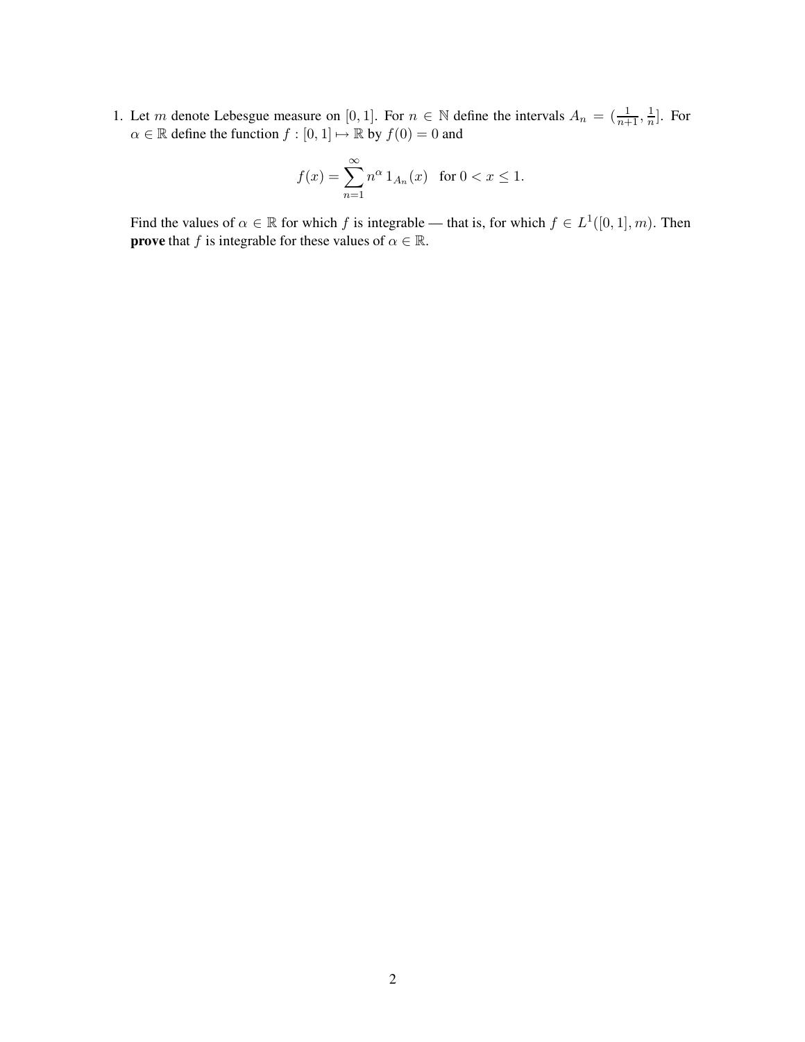1. Let $m$ denote Lebesgue measure on $[0, 1]$. For $n \in \mathbb{N}$ define the intervals $A_n = (\frac{1}{n+1}, \frac{1}{n}]$. For $\alpha \in \mathbb{R}$ define the function $f : [0, 1] \mapsto \mathbb{R}$ by $f(0) = 0$ and

$$f(x) = \sum_{n=1}^{\infty} n^{\alpha} \, 1_{A_n}(x) \quad \text{for } 0 < x \leq 1.$$

Find the values of $\alpha \in \mathbb{R}$ for which $f$ is integrable — that is, for which $f \in L^1([0, 1], m)$. Then **prove** that $f$ is integrable for these values of $\alpha \in \mathbb{R}$.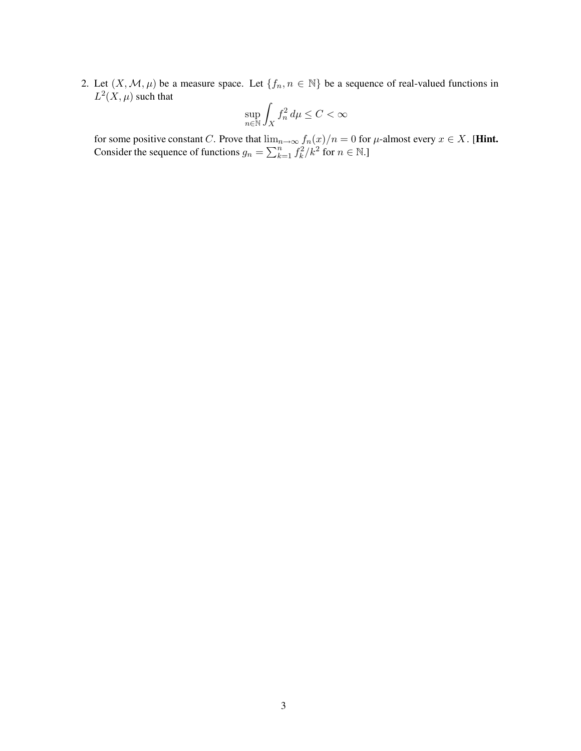2. Let $(X, \mathcal{M}, \mu)$ be a measure space. Let $\{f_n, n \in \mathbb{N}\}$ be a sequence of real-valued functions in $L^2(X, \mu)$ such that

$$\sup_{n \in \mathbb{N}} \int_X f_n^2 \, d\mu \leq C < \infty$$

for some positive constant $C$. Prove that $\lim_{n \to \infty} f_n(x)/n = 0$ for $\mu$-almost every $x \in X$. [**Hint.** Consider the sequence of functions $g_n = \sum_{k=1}^n f_k^2/k^2$ for $n \in \mathbb{N}$.]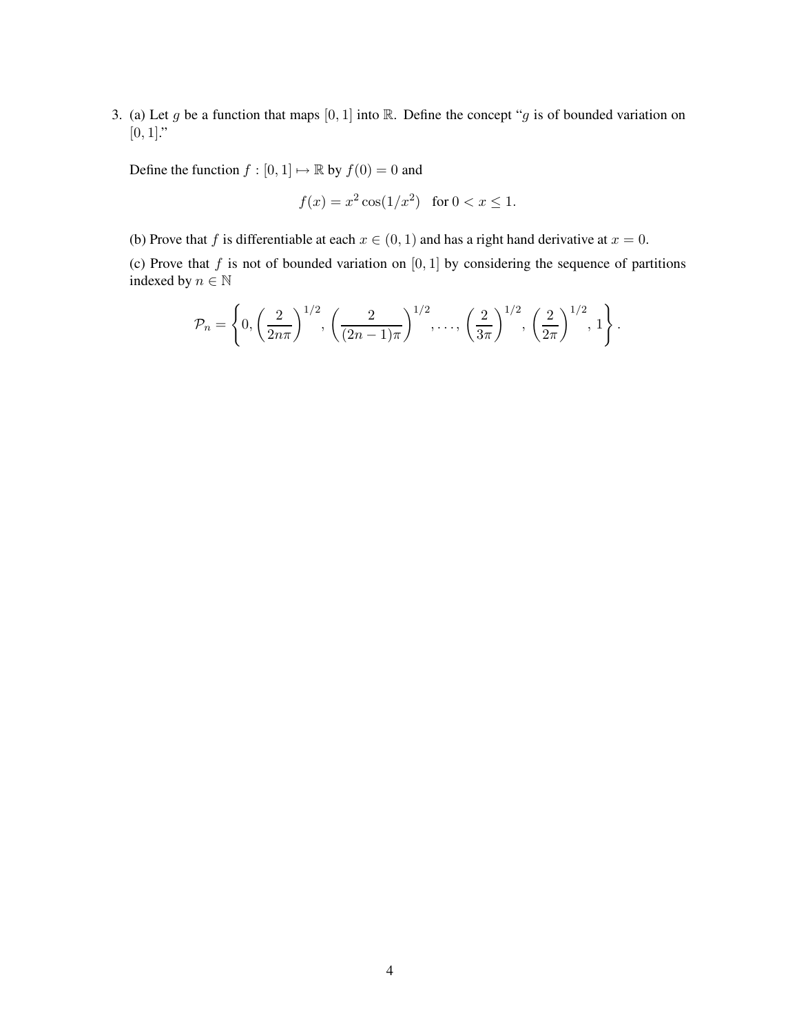3. (a) Let $g$ be a function that maps $[0,1]$ into $\mathbb{R}$. Define the concept "$g$ is of bounded variation on $[0,1]$."

   Define the function $f : [0,1] \mapsto \mathbb{R}$ by $f(0) = 0$ and

   $$f(x) = x^2 \cos(1/x^2) \quad \text{for } 0 < x \leq 1.$$

   (b) Prove that $f$ is differentiable at each $x \in (0,1)$ and has a right hand derivative at $x = 0$.

   (c) Prove that $f$ is not of bounded variation on $[0,1]$ by considering the sequence of partitions indexed by $n \in \mathbb{N}$

   $$\mathcal{P}_n = \left\{ 0, \left(\frac{2}{2n\pi}\right)^{1/2}, \left(\frac{2}{(2n-1)\pi}\right)^{1/2}, \ldots, \left(\frac{2}{3\pi}\right)^{1/2}, \left(\frac{2}{2\pi}\right)^{1/2}, 1 \right\}.$$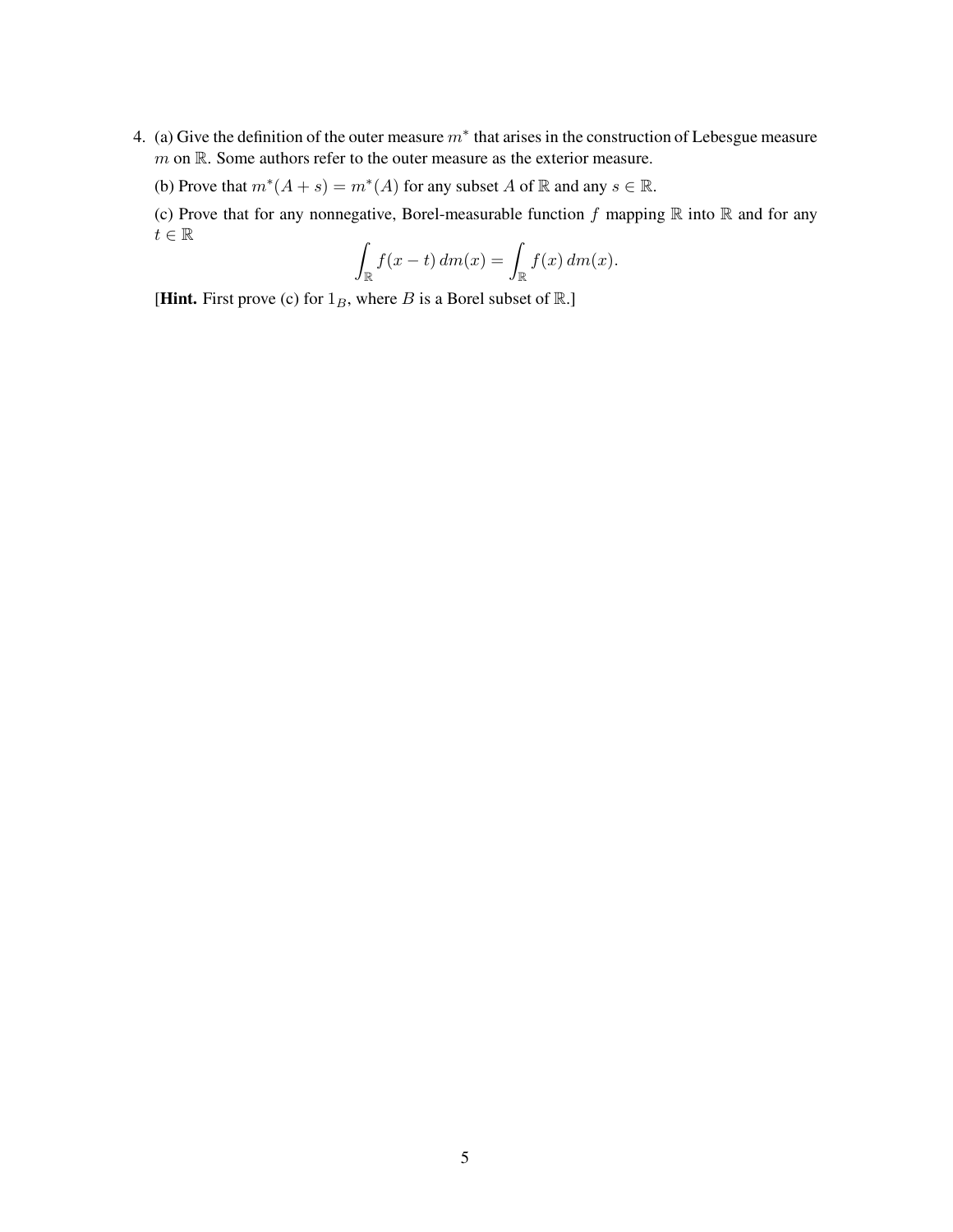4. (a) Give the definition of the outer measure $m^*$ that arises in the construction of Lebesgue measure $m$ on $\mathbb{R}$. Some authors refer to the outer measure as the exterior measure.

   (b) Prove that $m^*(A + s) = m^*(A)$ for any subset $A$ of $\mathbb{R}$ and any $s \in \mathbb{R}$.

   (c) Prove that for any nonnegative, Borel-measurable function $f$ mapping $\mathbb{R}$ into $\mathbb{R}$ and for any $t \in \mathbb{R}$

$$\int_{\mathbb{R}} f(x - t)\, dm(x) = \int_{\mathbb{R}} f(x)\, dm(x).$$

   [**Hint.** First prove (c) for $1_B$, where $B$ is a Borel subset of $\mathbb{R}$.]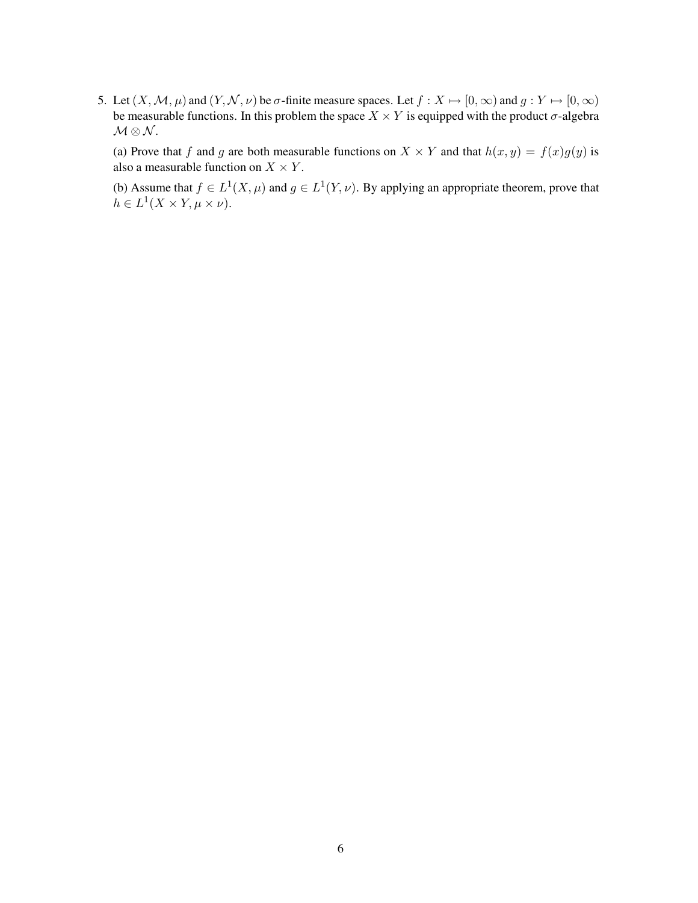5. Let $(X, \mathcal{M}, \mu)$ and $(Y, \mathcal{N}, \nu)$ be $\sigma$-finite measure spaces. Let $f : X \mapsto [0, \infty)$ and $g : Y \mapsto [0, \infty)$ be measurable functions. In this problem the space $X \times Y$ is equipped with the product $\sigma$-algebra $\mathcal{M} \otimes \mathcal{N}$.

   (a) Prove that $f$ and $g$ are both measurable functions on $X \times Y$ and that $h(x, y) = f(x)g(y)$ is also a measurable function on $X \times Y$.

   (b) Assume that $f \in L^1(X, \mu)$ and $g \in L^1(Y, \nu)$. By applying an appropriate theorem, prove that $h \in L^1(X \times Y, \mu \times \nu)$.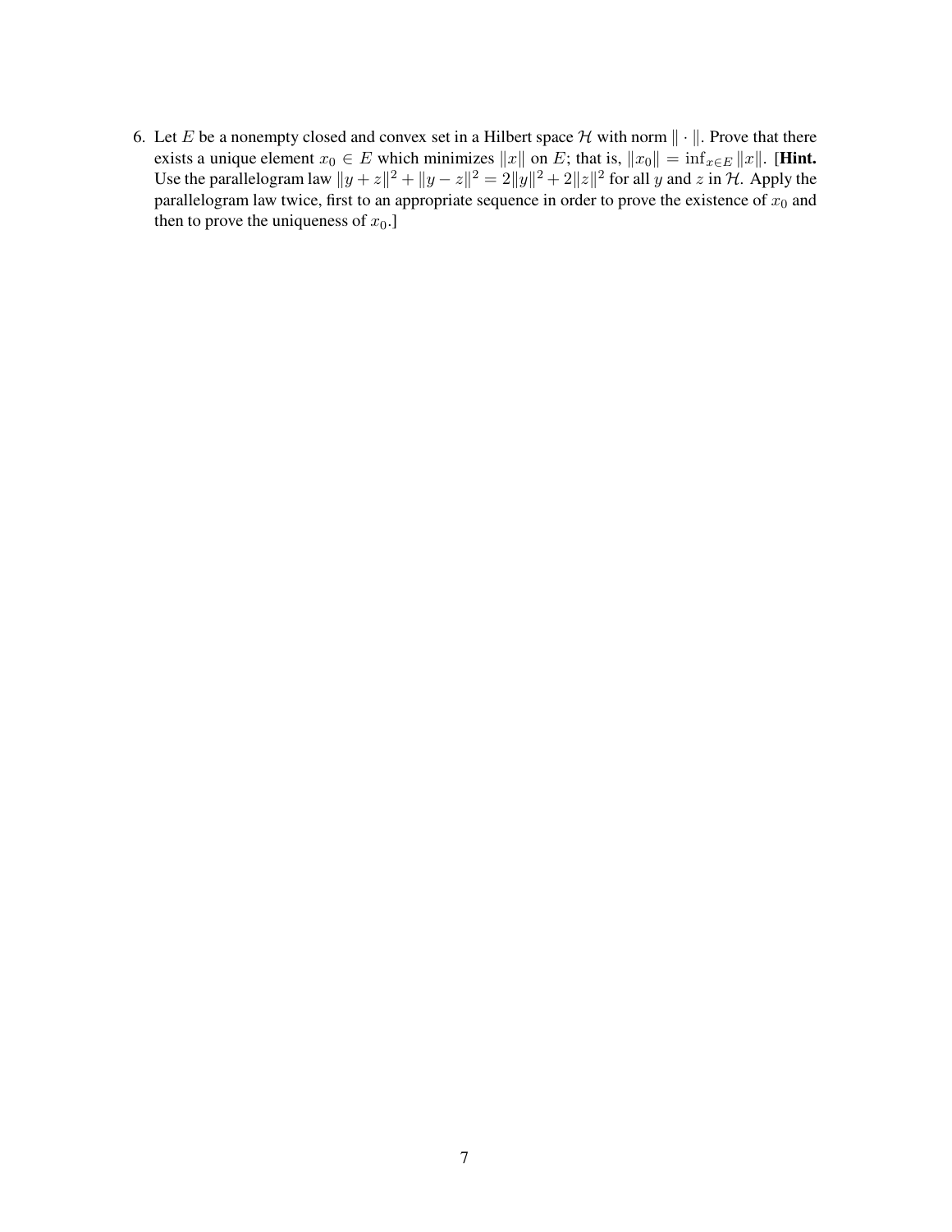6. Let $E$ be a nonempty closed and convex set in a Hilbert space $\mathcal{H}$ with norm $\|\cdot\|$. Prove that there exists a unique element $x_0 \in E$ which minimizes $\|x\|$ on $E$; that is, $\|x_0\| = \inf_{x \in E} \|x\|$. [**Hint.** Use the parallelogram law $\|y+z\|^2 + \|y-z\|^2 = 2\|y\|^2 + 2\|z\|^2$ for all $y$ and $z$ in $\mathcal{H}$. Apply the parallelogram law twice, first to an appropriate sequence in order to prove the existence of $x_0$ and then to prove the uniqueness of $x_0$.]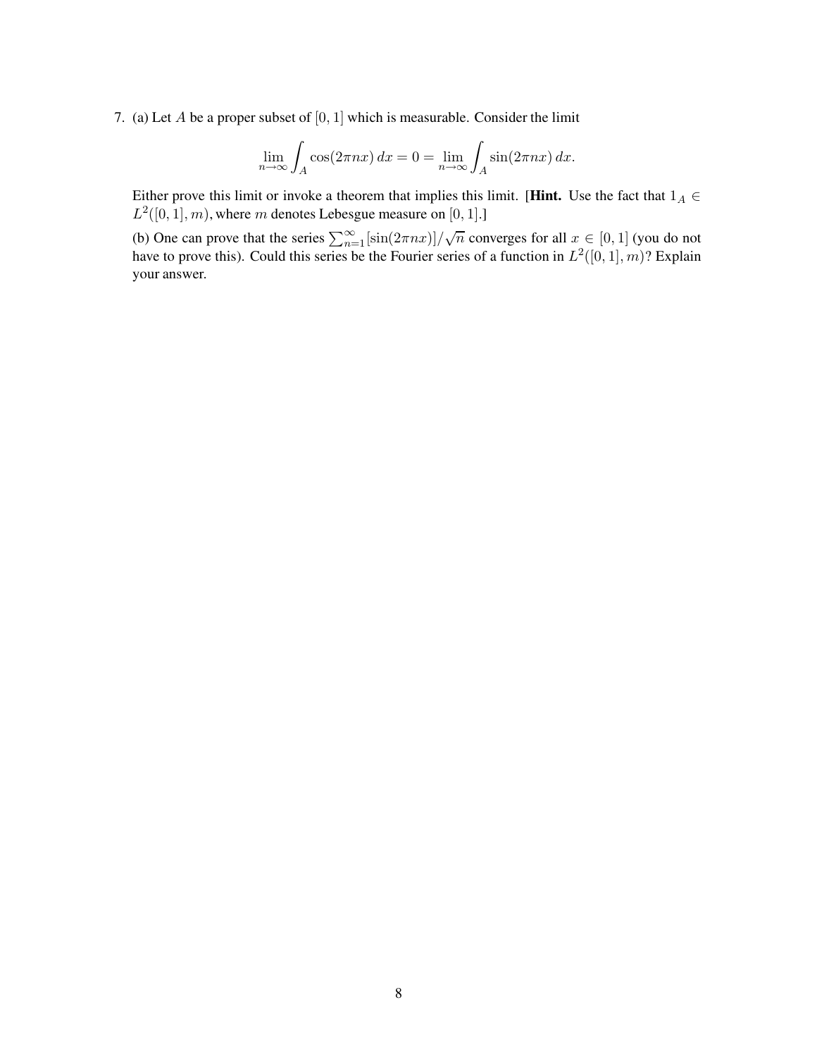7. (a) Let $A$ be a proper subset of $[0, 1]$ which is measurable. Consider the limit

$$\lim_{n\to\infty} \int_A \cos(2\pi nx)\, dx = 0 = \lim_{n\to\infty} \int_A \sin(2\pi nx)\, dx.$$

Either prove this limit or invoke a theorem that implies this limit. [**Hint.** Use the fact that $1_A \in L^2([0, 1], m)$, where $m$ denotes Lebesgue measure on $[0, 1]$.]

(b) One can prove that the series $\sum_{n=1}^{\infty} [\sin(2\pi nx)]/\sqrt{n}$ converges for all $x \in [0, 1]$ (you do not have to prove this). Could this series be the Fourier series of a function in $L^2([0, 1], m)$? Explain your answer.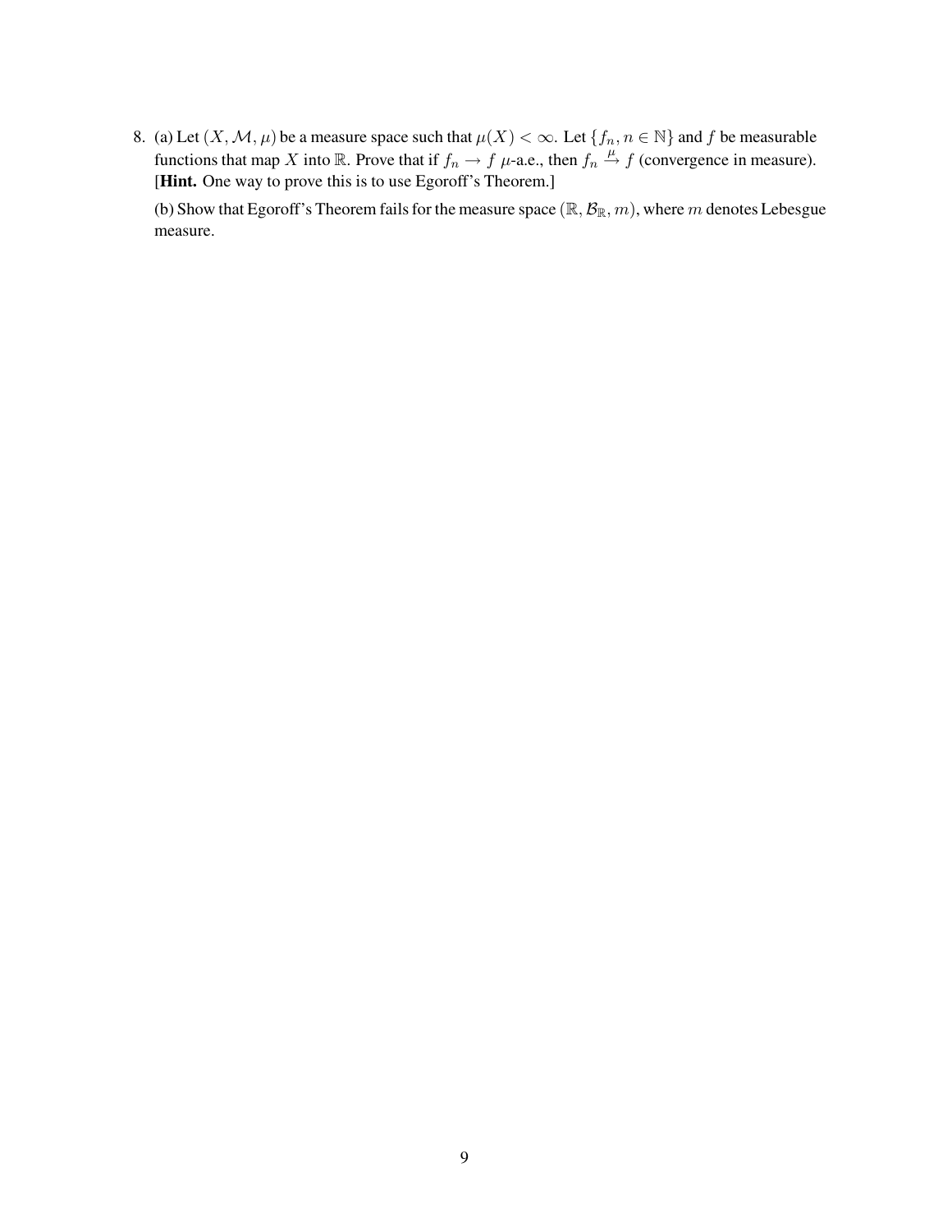8. (a) Let $(X, \mathcal{M}, \mu)$ be a measure space such that $\mu(X) < \infty$. Let $\{f_n, n \in \mathbb{N}\}$ and $f$ be measurable functions that map $X$ into $\mathbb{R}$. Prove that if $f_n \to f$ $\mu$-a.e., then $f_n \xrightarrow{\mu} f$ (convergence in measure). [**Hint.** One way to prove this is to use Egoroff's Theorem.]

   (b) Show that Egoroff's Theorem fails for the measure space $(\mathbb{R}, \mathcal{B}_{\mathbb{R}}, m)$, where $m$ denotes Lebesgue measure.